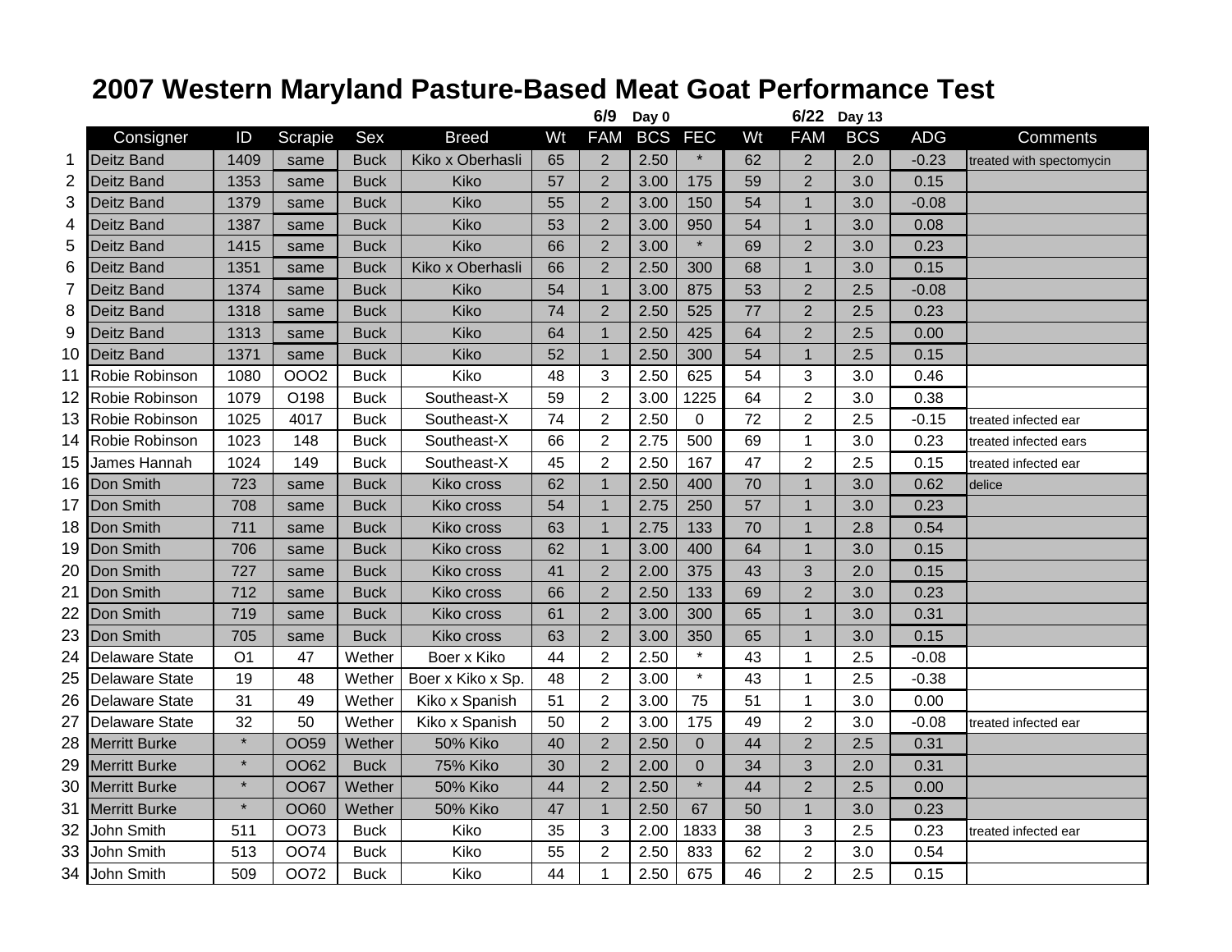# 2007 Western Maryland Pasture-Based Meat Goat Performance Test

| | | | | | | 6/9 Day 0 | | | | 6/22 Day 13 | | | | |
|---|---|---|---|---|---|---|---|---|---|---|---|---|---|---|
| | Consigner | ID | Scrapie | Sex | Breed | Wt | FAM | BCS | FEC | Wt | FAM | BCS | ADG | Comments |
| 1 | Deitz Band | 1409 | same | Buck | Kiko x Oberhasli | 65 | 2 | 2.50 | * | 62 | 2 | 2.0 | -0.23 | treated with spectomycin |
| 2 | Deitz Band | 1353 | same | Buck | Kiko | 57 | 2 | 3.00 | 175 | 59 | 2 | 3.0 | 0.15 | |
| 3 | Deitz Band | 1379 | same | Buck | Kiko | 55 | 2 | 3.00 | 150 | 54 | 1 | 3.0 | -0.08 | |
| 4 | Deitz Band | 1387 | same | Buck | Kiko | 53 | 2 | 3.00 | 950 | 54 | 1 | 3.0 | 0.08 | |
| 5 | Deitz Band | 1415 | same | Buck | Kiko | 66 | 2 | 3.00 | * | 69 | 2 | 3.0 | 0.23 | |
| 6 | Deitz Band | 1351 | same | Buck | Kiko x Oberhasli | 66 | 2 | 2.50 | 300 | 68 | 1 | 3.0 | 0.15 | |
| 7 | Deitz Band | 1374 | same | Buck | Kiko | 54 | 1 | 3.00 | 875 | 53 | 2 | 2.5 | -0.08 | |
| 8 | Deitz Band | 1318 | same | Buck | Kiko | 74 | 2 | 2.50 | 525 | 77 | 2 | 2.5 | 0.23 | |
| 9 | Deitz Band | 1313 | same | Buck | Kiko | 64 | 1 | 2.50 | 425 | 64 | 2 | 2.5 | 0.00 | |
| 10 | Deitz Band | 1371 | same | Buck | Kiko | 52 | 1 | 2.50 | 300 | 54 | 1 | 2.5 | 0.15 | |
| 11 | Robie Robinson | 1080 | OOO2 | Buck | Kiko | 48 | 3 | 2.50 | 625 | 54 | 3 | 3.0 | 0.46 | |
| 12 | Robie Robinson | 1079 | O198 | Buck | Southeast-X | 59 | 2 | 3.00 | 1225 | 64 | 2 | 3.0 | 0.38 | |
| 13 | Robie Robinson | 1025 | 4017 | Buck | Southeast-X | 74 | 2 | 2.50 | 0 | 72 | 2 | 2.5 | -0.15 | treated infected ear |
| 14 | Robie Robinson | 1023 | 148 | Buck | Southeast-X | 66 | 2 | 2.75 | 500 | 69 | 1 | 3.0 | 0.23 | treated infected ears |
| 15 | James Hannah | 1024 | 149 | Buck | Southeast-X | 45 | 2 | 2.50 | 167 | 47 | 2 | 2.5 | 0.15 | treated infected ear |
| 16 | Don Smith | 723 | same | Buck | Kiko cross | 62 | 1 | 2.50 | 400 | 70 | 1 | 3.0 | 0.62 | delice |
| 17 | Don Smith | 708 | same | Buck | Kiko cross | 54 | 1 | 2.75 | 250 | 57 | 1 | 3.0 | 0.23 | |
| 18 | Don Smith | 711 | same | Buck | Kiko cross | 63 | 1 | 2.75 | 133 | 70 | 1 | 2.8 | 0.54 | |
| 19 | Don Smith | 706 | same | Buck | Kiko cross | 62 | 1 | 3.00 | 400 | 64 | 1 | 3.0 | 0.15 | |
| 20 | Don Smith | 727 | same | Buck | Kiko cross | 41 | 2 | 2.00 | 375 | 43 | 3 | 2.0 | 0.15 | |
| 21 | Don Smith | 712 | same | Buck | Kiko cross | 66 | 2 | 2.50 | 133 | 69 | 2 | 3.0 | 0.23 | |
| 22 | Don Smith | 719 | same | Buck | Kiko cross | 61 | 2 | 3.00 | 300 | 65 | 1 | 3.0 | 0.31 | |
| 23 | Don Smith | 705 | same | Buck | Kiko cross | 63 | 2 | 3.00 | 350 | 65 | 1 | 3.0 | 0.15 | |
| 24 | Delaware State | O1 | 47 | Wether | Boer x Kiko | 44 | 2 | 2.50 | * | 43 | 1 | 2.5 | -0.08 | |
| 25 | Delaware State | 19 | 48 | Wether | Boer x Kiko x Sp. | 48 | 2 | 3.00 | * | 43 | 1 | 2.5 | -0.38 | |
| 26 | Delaware State | 31 | 49 | Wether | Kiko x Spanish | 51 | 2 | 3.00 | 75 | 51 | 1 | 3.0 | 0.00 | |
| 27 | Delaware State | 32 | 50 | Wether | Kiko x Spanish | 50 | 2 | 3.00 | 175 | 49 | 2 | 3.0 | -0.08 | treated infected ear |
| 28 | Merritt Burke | * | OO59 | Wether | 50% Kiko | 40 | 2 | 2.50 | 0 | 44 | 2 | 2.5 | 0.31 | |
| 29 | Merritt Burke | * | OO62 | Buck | 75% Kiko | 30 | 2 | 2.00 | 0 | 34 | 3 | 2.0 | 0.31 | |
| 30 | Merritt Burke | * | OO67 | Wether | 50% Kiko | 44 | 2 | 2.50 | * | 44 | 2 | 2.5 | 0.00 | |
| 31 | Merritt Burke | * | OO60 | Wether | 50% Kiko | 47 | 1 | 2.50 | 67 | 50 | 1 | 3.0 | 0.23 | |
| 32 | John Smith | 511 | OO73 | Buck | Kiko | 35 | 3 | 2.00 | 1833 | 38 | 3 | 2.5 | 0.23 | treated infected ear |
| 33 | John Smith | 513 | OO74 | Buck | Kiko | 55 | 2 | 2.50 | 833 | 62 | 2 | 3.0 | 0.54 | |
| 34 | John Smith | 509 | OO72 | Buck | Kiko | 44 | 1 | 2.50 | 675 | 46 | 2 | 2.5 | 0.15 | |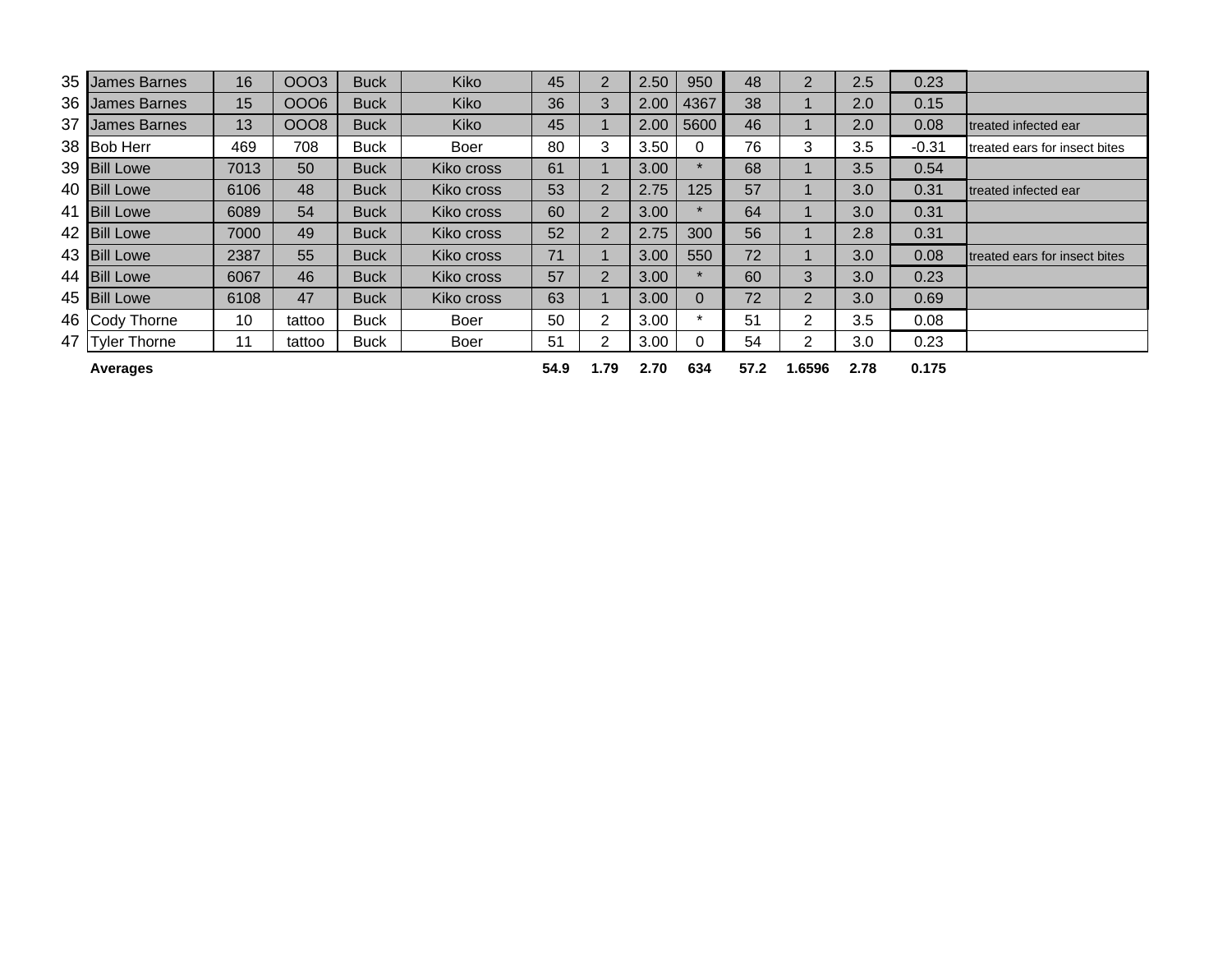| | | | | | | | | | | | | | | |
|---|---|---|---|---|---|---|---|---|---|---|---|---|---|---|
| 35 | James Barnes | 16 | OOO3 | Buck | Kiko | 45 | 2 | 2.50 | 950 | 48 | 2 | 2.5 | 0.23 | |
| 36 | James Barnes | 15 | OOO6 | Buck | Kiko | 36 | 3 | 2.00 | 4367 | 38 | 1 | 2.0 | 0.15 | |
| 37 | James Barnes | 13 | OOO8 | Buck | Kiko | 45 | 1 | 2.00 | 5600 | 46 | 1 | 2.0 | 0.08 | treated infected ear |
| 38 | Bob Herr | 469 | 708 | Buck | Boer | 80 | 3 | 3.50 | 0 | 76 | 3 | 3.5 | -0.31 | treated ears for insect bites |
| 39 | Bill Lowe | 7013 | 50 | Buck | Kiko cross | 61 | 1 | 3.00 | * | 68 | 1 | 3.5 | 0.54 | |
| 40 | Bill Lowe | 6106 | 48 | Buck | Kiko cross | 53 | 2 | 2.75 | 125 | 57 | 1 | 3.0 | 0.31 | treated infected ear |
| 41 | Bill Lowe | 6089 | 54 | Buck | Kiko cross | 60 | 2 | 3.00 | * | 64 | 1 | 3.0 | 0.31 | |
| 42 | Bill Lowe | 7000 | 49 | Buck | Kiko cross | 52 | 2 | 2.75 | 300 | 56 | 1 | 2.8 | 0.31 | |
| 43 | Bill Lowe | 2387 | 55 | Buck | Kiko cross | 71 | 1 | 3.00 | 550 | 72 | 1 | 3.0 | 0.08 | treated ears for insect bites |
| 44 | Bill Lowe | 6067 | 46 | Buck | Kiko cross | 57 | 2 | 3.00 | * | 60 | 3 | 3.0 | 0.23 | |
| 45 | Bill Lowe | 6108 | 47 | Buck | Kiko cross | 63 | 1 | 3.00 | 0 | 72 | 2 | 3.0 | 0.69 | |
| 46 | Cody Thorne | 10 | tattoo | Buck | Boer | 50 | 2 | 3.00 | * | 51 | 2 | 3.5 | 0.08 | |
| 47 | Tyler Thorne | 11 | tattoo | Buck | Boer | 51 | 2 | 3.00 | 0 | 54 | 2 | 3.0 | 0.23 | |
| | **Averages** | | | | | **54.9** | **1.79** | **2.70** | **634** | **57.2** | **1.6596** | **2.78** | **0.175** | |